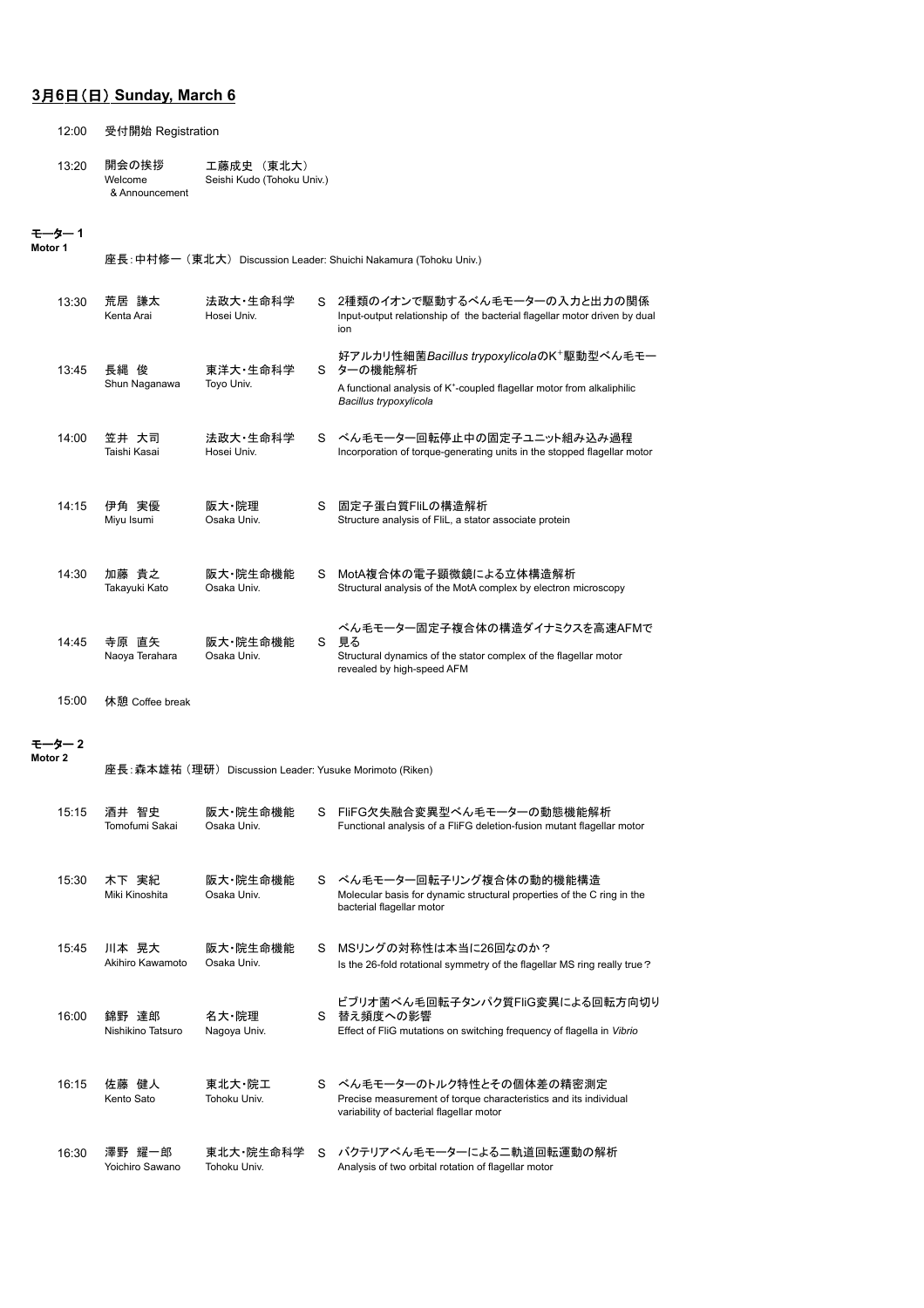## 3月6日（日） Sunday, March 6

12:00　受付開始 Registration

13:20　開会の挨拶 Welcome & Announcement　工藤成史 （東北大） Seishi Kudo (Tohoku Univ.)

### モーター 1
**Motor 1**

座長：中村修一 （東北大） Discussion Leader: Shuichi Nakamura (Tohoku Univ.)

| Time | Speaker | Affiliation | | Title |
|---|---|---|---|---|
| 13:30 | 荒居 謙太<br>Kenta Arai | 法政大・生命科学<br>Hosei Univ. | S | 2種類のイオンで駆動するべん毛モーターの入力と出力の関係<br>Input-output relationship of the bacterial flagellar motor driven by dual ion |
| 13:45 | 長縄 俊<br>Shun Naganawa | 東洋大・生命科学<br>Toyo Univ. | S | 好アルカリ性細菌*Bacillus trypoxylicola*の$K^+$駆動型べん毛モーターの機能解析<br>A functional analysis of $K^+$-coupled flagellar motor from alkaliphilic *Bacillus trypoxylicola* |
| 14:00 | 笠井 大司<br>Taishi Kasai | 法政大・生命科学<br>Hosei Univ. | S | べん毛モーター回転停止中の固定子ユニット組み込み過程<br>Incorporation of torque-generating units in the stopped flagellar motor |
| 14:15 | 伊角 実優<br>Miyu Isumi | 阪大・院理<br>Osaka Univ. | S | 固定子蛋白質FliLの構造解析<br>Structure analysis of FliL, a stator associate protein |
| 14:30 | 加藤 貴之<br>Takayuki Kato | 阪大・院生命機能<br>Osaka Univ. | S | MotA複合体の電子顕微鏡による立体構造解析<br>Structural analysis of the MotA complex by electron microscopy |
| 14:45 | 寺原 直矢<br>Naoya Terahara | 阪大・院生命機能<br>Osaka Univ. | S | べん毛モーター固定子複合体の構造ダイナミクスを高速AFMで見る<br>Structural dynamics of the stator complex of the flagellar motor revealed by high-speed AFM |

15:00　休憩 Coffee break

### モーター 2
**Motor 2**

座長：森本雄祐 （理研） Discussion Leader: Yusuke Morimoto (Riken)

| Time | Speaker | Affiliation | | Title |
|---|---|---|---|---|
| 15:15 | 酒井 智史<br>Tomofumi Sakai | 阪大・院生命機能<br>Osaka Univ. | S | FliFG欠失融合変異型べん毛モーターの動態機能解析<br>Functional analysis of a FliFG deletion-fusion mutant flagellar motor |
| 15:30 | 木下 実紀<br>Miki Kinoshita | 阪大・院生命機能<br>Osaka Univ. | S | べん毛モーター回転子リング複合体の動的機能構造<br>Molecular basis for dynamic structural properties of the C ring in the bacterial flagellar motor |
| 15:45 | 川本 晃大<br>Akihiro Kawamoto | 阪大・院生命機能<br>Osaka Univ. | S | MSリングの対称性は本当に26回なのか？<br>Is the 26-fold rotational symmetry of the flagellar MS ring really true？ |
| 16:00 | 錦野 達郎<br>Nishikino Tatsuro | 名大・院理<br>Nagoya Univ. | S | ビブリオ菌べん毛回転子タンパク質FliG変異による回転方向切り替え頻度への影響<br>Effect of FliG mutations on switching frequency of flagella in *Vibrio* |
| 16:15 | 佐藤 健人<br>Kento Sato | 東北大・院工<br>Tohoku Univ. | S | べん毛モーターのトルク特性とその個体差の精密測定<br>Precise measurement of torque characteristics and its individual variability of bacterial flagellar motor |
| 16:30 | 澤野 耀一郎<br>Yoichiro Sawano | 東北大・院生命科学<br>Tohoku Univ. | S | バクテリアべん毛モーターによる二軌道回転運動の解析<br>Analysis of two orbital rotation of flagellar motor |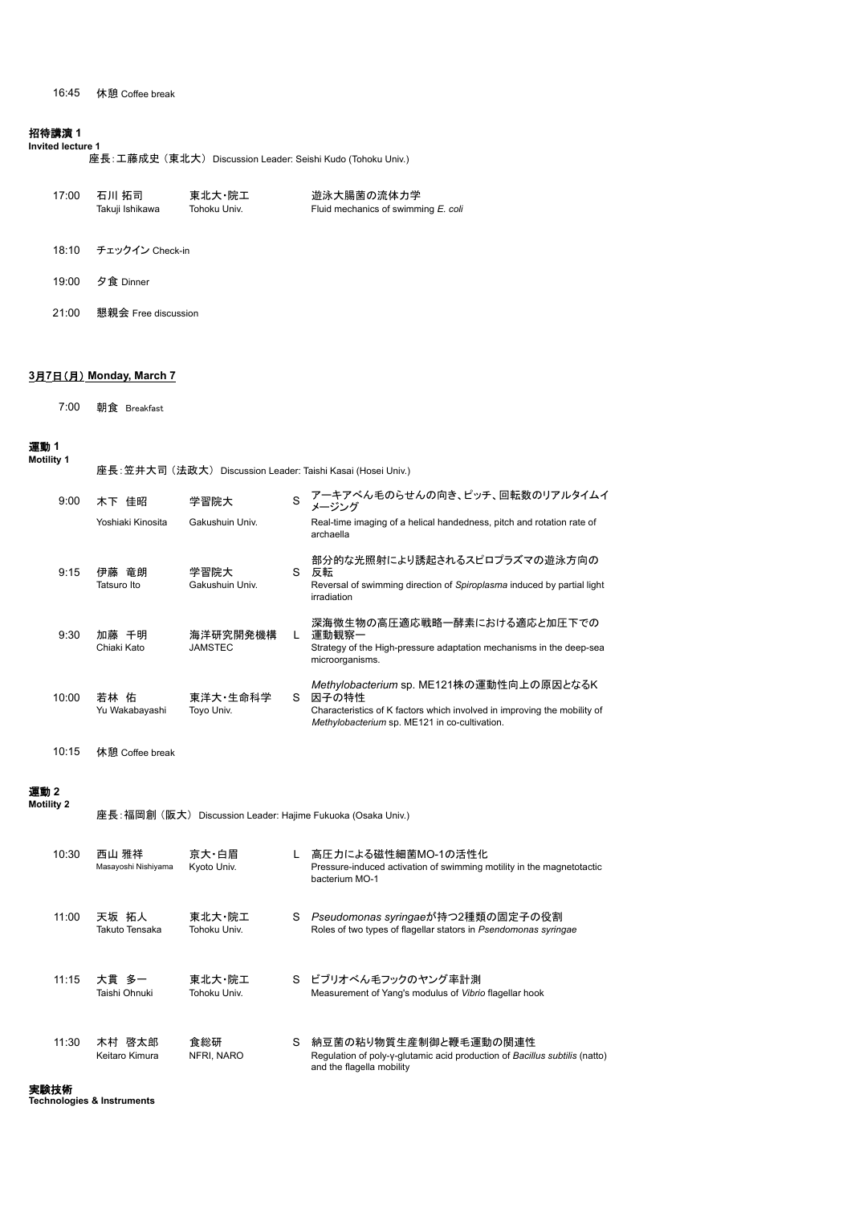16:45 休憩 Coffee break

### 招待講演 1
**Invited lecture 1**

座長：工藤成史（東北大） Discussion Leader: Seishi Kudo (Tohoku Univ.)

| | | | | |
|---|---|---|---|---|
| 17:00 | 石川 拓司<br>Takuji Ishikawa | 東北大・院工<br>Tohoku Univ. | | 遊泳大腸菌の流体力学<br>Fluid mechanics of swimming *E. coli* |

18:10 チェックイン Check-in

19:00 夕食 Dinner

21:00 懇親会 Free discussion

## 3月7日（月） Monday, March 7

7:00 朝食 Breakfast

### 運動 1
**Motility 1**

座長：笠井大司（法政大） Discussion Leader: Taishi Kasai (Hosei Univ.)

| | | | | |
|---|---|---|---|---|
| 9:00 | 木下 佳昭<br>Yoshiaki Kinosita | 学習院大<br>Gakushuin Univ. | S | アーキアべん毛のらせんの向き、ピッチ、回転数のリアルタイムイメージング<br>Real-time imaging of a helical handedness, pitch and rotation rate of archaella |
| 9:15 | 伊藤 竜朗<br>Tatsuro Ito | 学習院大<br>Gakushuin Univ. | S | 部分的な光照射により誘起されるスピロプラズマの遊泳方向の反転<br>Reversal of swimming direction of *Spiroplasma* induced by partial light irradiation |
| 9:30 | 加藤 千明<br>Chiaki Kato | 海洋研究開発機構<br>JAMSTEC | L | 深海微生物の高圧適応戦略ー酵素における適応と加圧下での運動観察ー<br>Strategy of the High-pressure adaptation mechanisms in the deep-sea microorganisms. |
| 10:00 | 若林 佑<br>Yu Wakabayashi | 東洋大・生命科学<br>Toyo Univ. | S | *Methylobacterium* sp. ME121株の運動性向上の原因となるK因子の特性<br>Characteristics of K factors which involved in improving the mobility of *Methylobacterium* sp. ME121 in co-cultivation. |

10:15 休憩 Coffee break

### 運動 2
**Motility 2**

座長：福岡創（阪大） Discussion Leader: Hajime Fukuoka (Osaka Univ.)

| | | | | |
|---|---|---|---|---|
| 10:30 | 西山 雅祥<br>Masayoshi Nishiyama | 京大・白眉<br>Kyoto Univ. | L | 高圧力による磁性細菌MO-1の活性化<br>Pressure-induced activation of swimming motility in the magnetotactic bacterium MO-1 |
| 11:00 | 天坂 拓人<br>Takuto Tensaka | 東北大・院工<br>Tohoku Univ. | S | *Pseudomonas syringae*が持つ2種類の固定子の役割<br>Roles of two types of flagellar stators in *Psendomonas syringae* |
| 11:15 | 大貫 多一<br>Taishi Ohnuki | 東北大・院工<br>Tohoku Univ. | S | ビブリオべん毛フックのヤング率計測<br>Measurement of Yang's modulus of *Vibrio* flagellar hook |
| 11:30 | 木村 啓太郎<br>Keitaro Kimura | 食総研<br>NFRI, NARO | S | 納豆菌の粘り物質生産制御と鞭毛運動の関連性<br>Regulation of poly-γ-glutamic acid production of *Bacillus subtilis* (natto) and the flagella mobility |

### 実験技術
**Technologies & Instruments**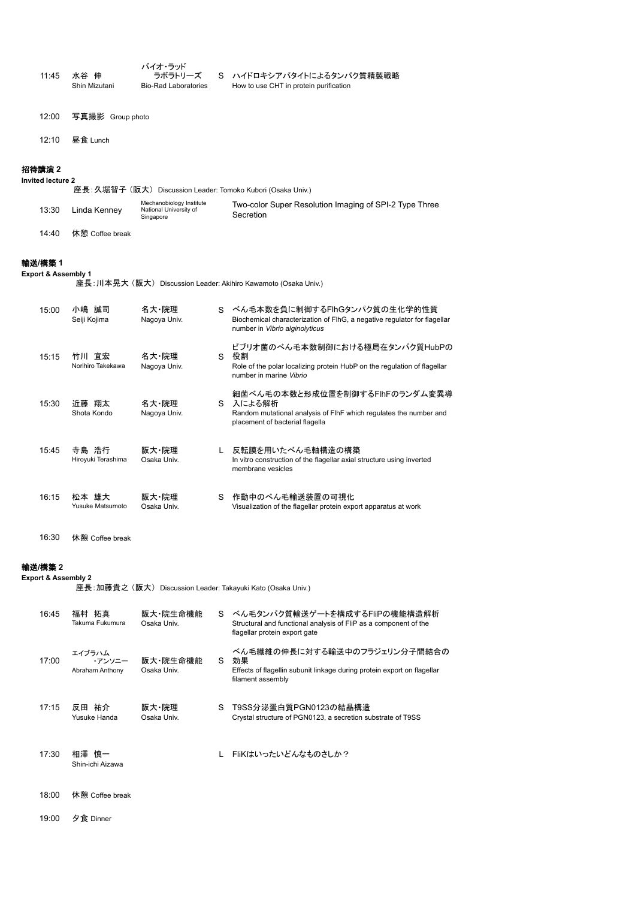| | | | | |
|---|---|---|---|---|
| 11:45 | 水谷 伸<br>Shin Mizutani | バイオ・ラッド ラボラトリーズ<br>Bio-Rad Laboratories | S | ハイドロキシアパタイトによるタンパク質精製戦略<br>How to use CHT in protein purification |

12:00 写真撮影 Group photo

12:10 昼食 Lunch

## 招待講演 2
**Invited lecture 2**

座長：久堀智子（阪大） Discussion Leader: Tomoko Kubori (Osaka Univ.)

| | | | |
|---|---|---|---|
| 13:30 | Linda Kenney | Mechanobiology Institute National University of Singapore | Two-color Super Resolution Imaging of SPI-2 Type Three Secretion |

14:40 休憩 Coffee break

## 輸送/構築 1
**Export & Assembly 1**

座長：川本晃大（阪大） Discussion Leader: Akihiro Kawamoto (Osaka Univ.)

| | | | | |
|---|---|---|---|---|
| 15:00 | 小嶋 誠司<br>Seiji Kojima | 名大・院理<br>Nagoya Univ. | S | べん毛本数を負に制御するFlhGタンパク質の生化学的性質<br>Biochemical characterization of FlhG, a negative regulator for flagellar number in *Vibrio alginolyticus* |
| 15:15 | 竹川 宜宏<br>Norihiro Takekawa | 名大・院理<br>Nagoya Univ. | S | ビブリオ菌のべん毛本数制御における極局在タンパク質HubPの役割<br>Role of the polar localizing protein HubP on the regulation of flagellar number in marine *Vibrio* |
| 15:30 | 近藤 翔太<br>Shota Kondo | 名大・院理<br>Nagoya Univ. | S | 細菌べん毛の本数と形成位置を制御するFlhFのランダム変異導入による解析<br>Random mutational analysis of FlhF which regulates the number and placement of bacterial flagella |
| 15:45 | 寺島 浩行<br>Hiroyuki Terashima | 阪大・院理<br>Osaka Univ. | L | 反転膜を用いたべん毛軸構造の構築<br>In vitro construction of the flagellar axial structure using inverted membrane vesicles |
| 16:15 | 松本 雄大<br>Yusuke Matsumoto | 阪大・院理<br>Osaka Univ. | S | 作動中のべん毛輸送装置の可視化<br>Visualization of the flagellar protein export apparatus at work |

16:30 休憩 Coffee break

## 輸送/構築 2
**Export & Assembly 2**

座長：加藤貴之（阪大） Discussion Leader: Takayuki Kato (Osaka Univ.)

| | | | | |
|---|---|---|---|---|
| 16:45 | 福村 拓真<br>Takuma Fukumura | 阪大・院生命機能<br>Osaka Univ. | S | べん毛タンパク質輸送ゲートを構成するFliPの機能構造解析<br>Structural and functional analysis of FliP as a component of the flagellar protein export gate |
| 17:00 | エイブラハム ・アンソニー<br>Abraham Anthony | 阪大・院生命機能<br>Osaka Univ. | S | べん毛繊維の伸長に対する輸送中のフラジェリン分子間結合の効果<br>Effects of flagellin subunit linkage during protein export on flagellar filament assembly |
| 17:15 | 反田 祐介<br>Yusuke Handa | 阪大・院理<br>Osaka Univ. | S | T9SS分泌蛋白質PGN0123の結晶構造<br>Crystal structure of PGN0123, a secretion substrate of T9SS |
| 17:30 | 相澤 慎一<br>Shin-ichi Aizawa | | L | FliKはいったいどんなものさしか？ |

18:00 休憩 Coffee break

19:00 夕食 Dinner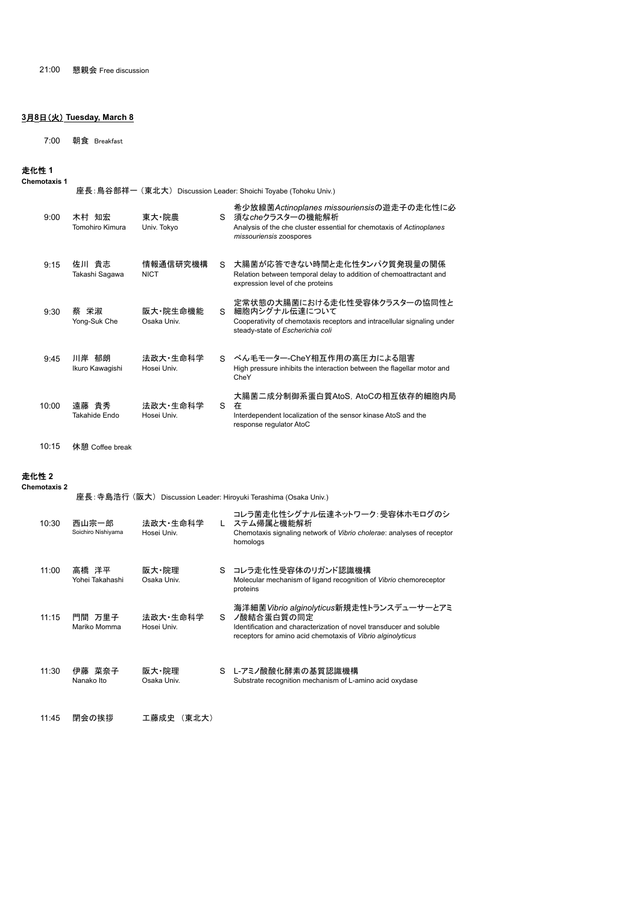21:00　懇親会 Free discussion

**3月8日（火） Tuesday, March 8**

7:00　朝食 Breakfast

### 走化性 1
**Chemotaxis 1**

座長：鳥谷部祥一（東北大） Discussion Leader: Shoichi Toyabe (Tohoku Univ.)

| | | | | |
|---|---|---|---|---|
| 9:00 | 木村 知宏<br>Tomohiro Kimura | 東大・院農<br>Univ. Tokyo | S | 希少放線菌*Actinoplanes missouriensis*の遊走子の走化性に必須な*che*クラスターの機能解析<br>Analysis of the che cluster essential for chemotaxis of *Actinoplanes missouriensis* zoospores |
| 9:15 | 佐川 貴志<br>Takashi Sagawa | 情報通信研究機構<br>NICT | S | 大腸菌が応答できない時間と走化性タンパク質発現量の関係<br>Relation between temporal delay to addition of chemoattractant and expression level of che proteins |
| 9:30 | 蔡 栄淑<br>Yong-Suk Che | 阪大・院生命機能<br>Osaka Univ. | S | 定常状態の大腸菌における走化性受容体クラスターの協同性と細胞内シグナル伝達について<br>Cooperativity of chemotaxis receptors and intracellular signaling under steady-state of *Escherichia coli* |
| 9:45 | 川岸 郁朗<br>Ikuro Kawagishi | 法政大・生命科学<br>Hosei Univ. | S | べん毛モーター-CheY相互作用の高圧力による阻害<br>High pressure inhibits the interaction between the flagellar motor and CheY |
| 10:00 | 遠藤 貴秀<br>Takahide Endo | 法政大・生命科学<br>Hosei Univ. | S | 大腸菌二成分制御系蛋白質AtoS，AtoCの相互依存的細胞内局在<br>Interdependent localization of the sensor kinase AtoS and the response regulator AtoC |

10:15　休憩 Coffee break

### 走化性 2
**Chemotaxis 2**

座長：寺島浩行（阪大） Discussion Leader: Hiroyuki Terashima (Osaka Univ.)

| | | | | |
|---|---|---|---|---|
| 10:30 | 西山宗一郎<br>Soichiro Nishiyama | 法政大・生命科学<br>Hosei Univ. | L | コレラ菌走化性シグナル伝達ネットワーク：受容体ホモログのシステム帰属と機能解析<br>Chemotaxis signaling network of *Vibrio cholerae*: analyses of receptor homologs |
| 11:00 | 高橋 洋平<br>Yohei Takahashi | 阪大・院理<br>Osaka Univ. | S | コレラ走化性受容体のリガンド認識機構<br>Molecular mechanism of ligand recognition of *Vibrio* chemoreceptor proteins |
| 11:15 | 門間 万里子<br>Mariko Momma | 法政大・生命科学<br>Hosei Univ. | S | 海洋細菌*Vibrio alginolyticus*新規走性トランスデューサーとアミノ酸結合蛋白質の同定<br>Identification and characterization of novel transducer and soluble receptors for amino acid chemotaxis of *Vibrio alginolyticus* |
| 11:30 | 伊藤 菜奈子<br>Nanako Ito | 阪大・院理<br>Osaka Univ. | S | L-アミノ酸酸化酵素の基質認識機構<br>Substrate recognition mechanism of L-amino acid oxydase |

11:45　閉会の挨拶　工藤成史 （東北大）